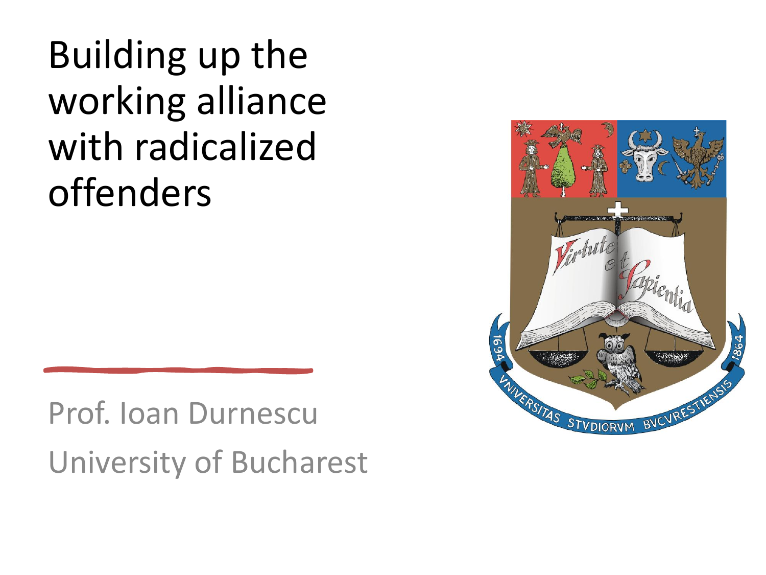# Building up the working alliance with radicalized offenders

Prof. Ioan Durnescu

University of Bucharest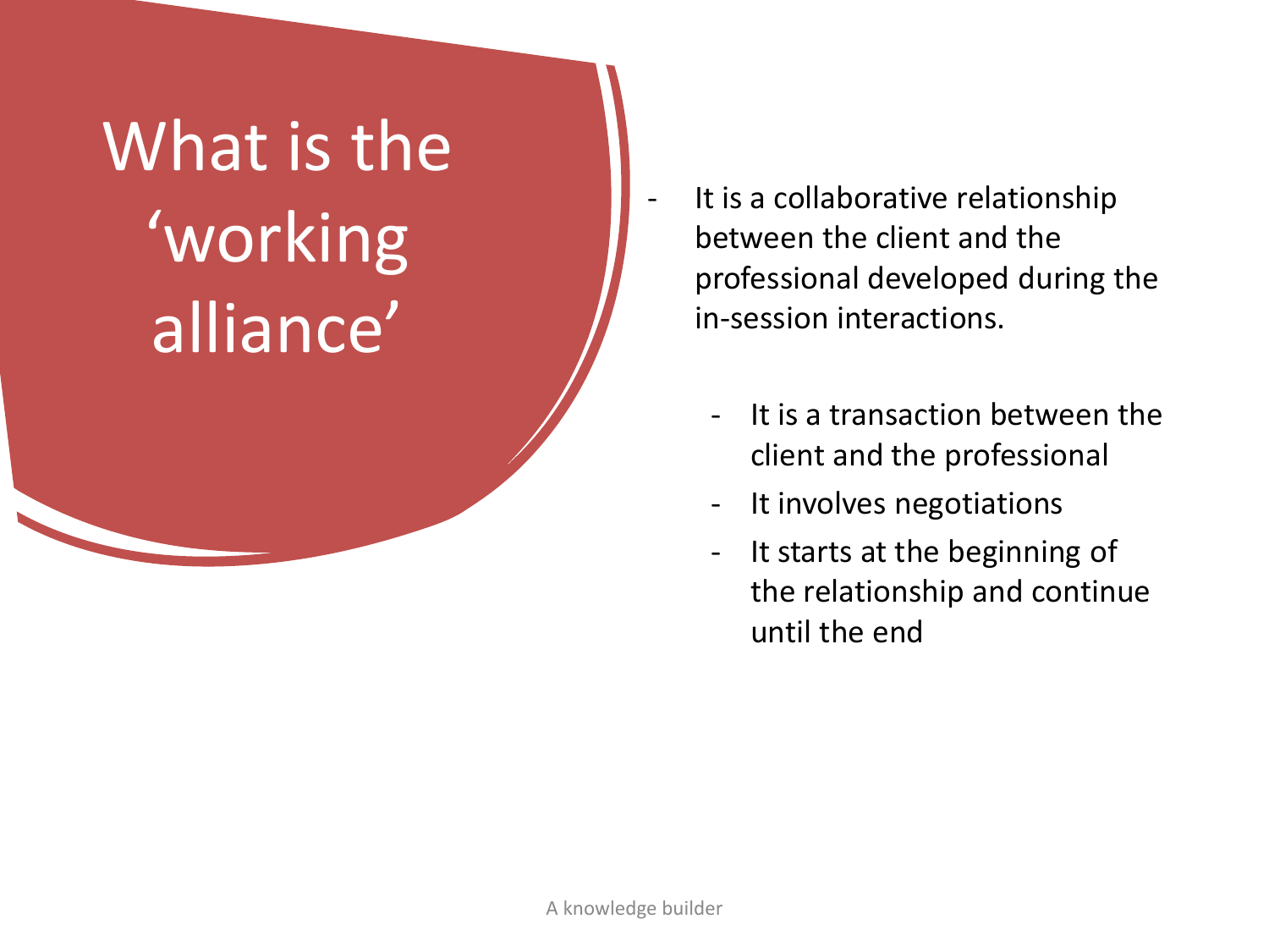# What is the 'working alliance'

- It is a collaborative relationship between the client and the professional developed during the in-session interactions.
  - It is a transaction between the client and the professional
  - It involves negotiations
  - It starts at the beginning of the relationship and continue until the end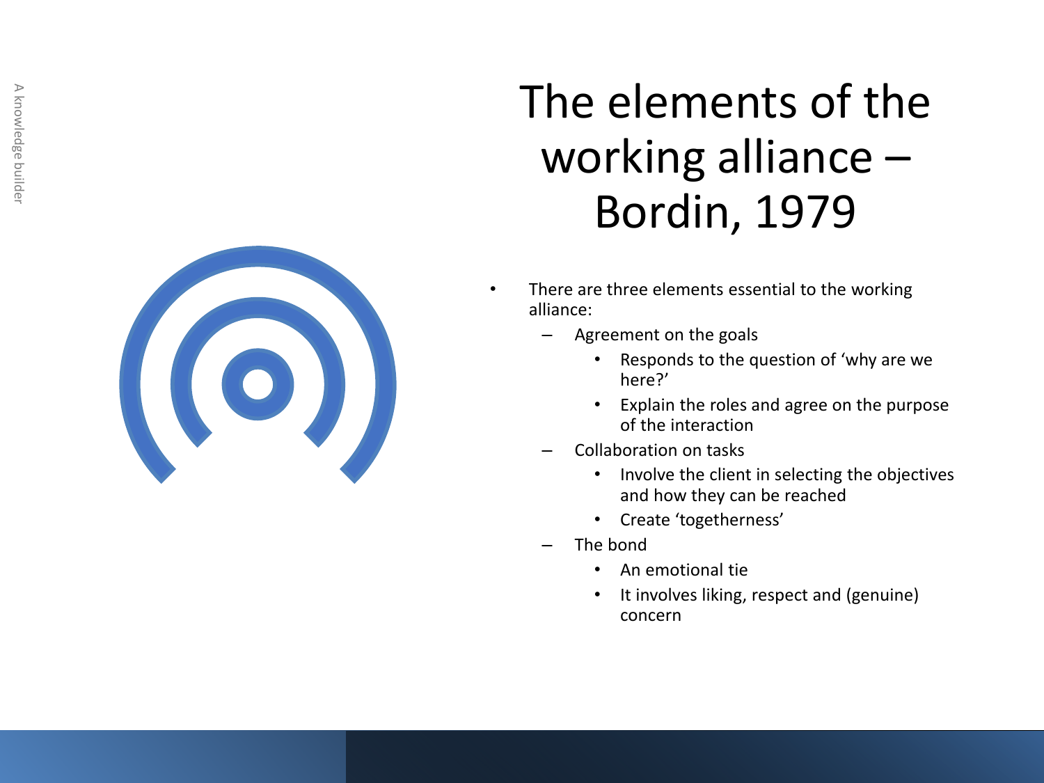# The elements of the working alliance – Bordin, 1979

- There are three elements essential to the working alliance:
  - Agreement on the goals
    - Responds to the question of ‘why are we here?’
    - Explain the roles and agree on the purpose of the interaction
  - Collaboration on tasks
    - Involve the client in selecting the objectives and how they can be reached
    - Create ‘togetherness’
  - The bond
    - An emotional tie
    - It involves liking, respect and (genuine) concern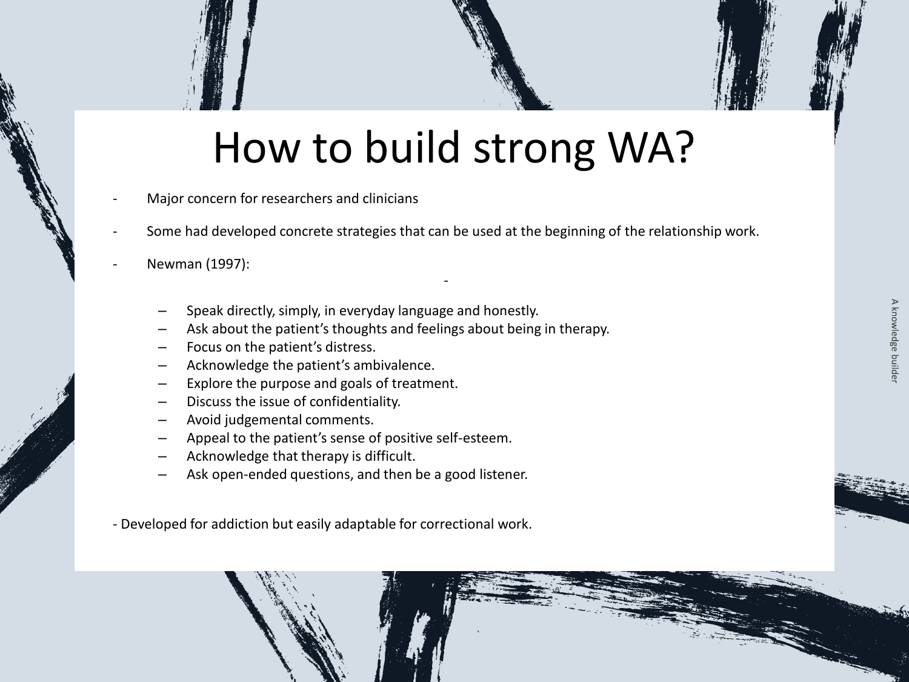# How to build strong WA?

- Major concern for researchers and clinicians
- Some had developed concrete strategies that can be used at the beginning of the relationship work.
- Newman (1997):
  - Speak directly, simply, in everyday language and honestly.
  - Ask about the patient's thoughts and feelings about being in therapy.
  - Focus on the patient's distress.
  - Acknowledge the patient's ambivalence.
  - Explore the purpose and goals of treatment.
  - Discuss the issue of confidentiality.
  - Avoid judgemental comments.
  - Appeal to the patient's sense of positive self-esteem.
  - Acknowledge that therapy is difficult.
  - Ask open-ended questions, and then be a good listener.

- Developed for addiction but easily adaptable for correctional work.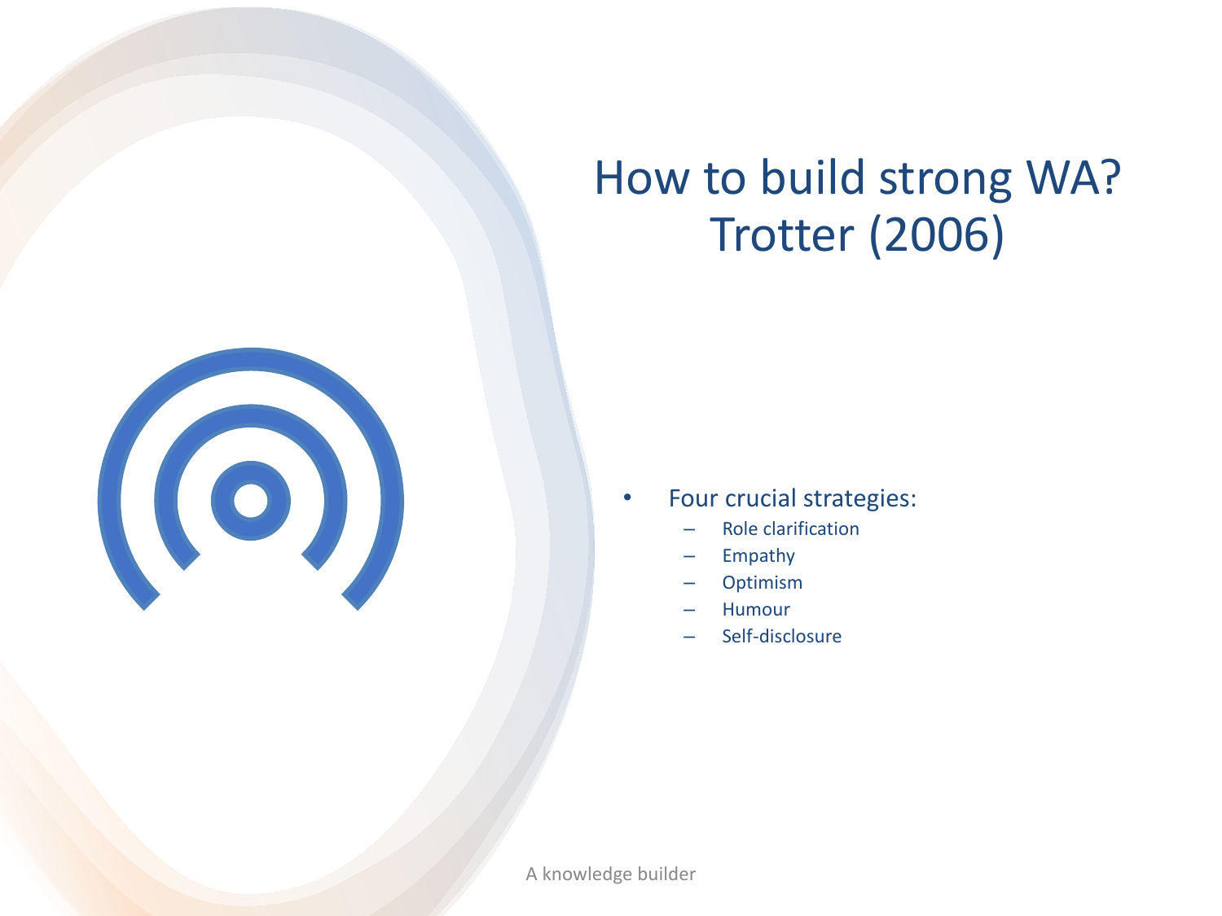# How to build strong WA? Trotter (2006)

- Four crucial strategies:
  - Role clarification
  - Empathy
  - Optimism
  - Humour
  - Self-disclosure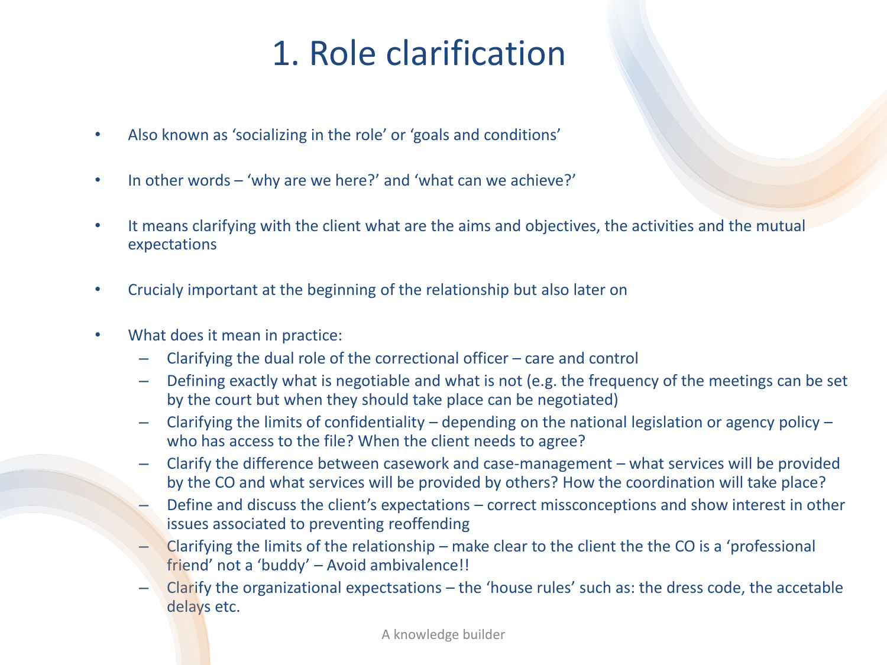# 1. Role clarification

- Also known as 'socializing in the role' or 'goals and conditions'
- In other words – 'why are we here?' and 'what can we achieve?'
- It means clarifying with the client what are the aims and objectives, the activities and the mutual expectations
- Crucialy important at the beginning of the relationship but also later on
- What does it mean in practice:
  - Clarifying the dual role of the correctional officer – care and control
  - Defining exactly what is negotiable and what is not (e.g. the frequency of the meetings can be set by the court but when they should take place can be negotiated)
  - Clarifying the limits of confidentiality – depending on the national legislation or agency policy – who has access to the file? When the client needs to agree?
  - Clarify the difference between casework and case-management – what services will be provided by the CO and what services will be provided by others? How the coordination will take place?
  - Define and discuss the client's expectations – correct missconceptions and show interest in other issues associated to preventing reoffending
  - Clarifying the limits of the relationship – make clear to the client the the CO is a 'professional friend' not a 'buddy' – Avoid ambivalence!!
  - Clarify the organizational expectsations – the 'house rules' such as: the dress code, the accetable delays etc.

A knowledge builder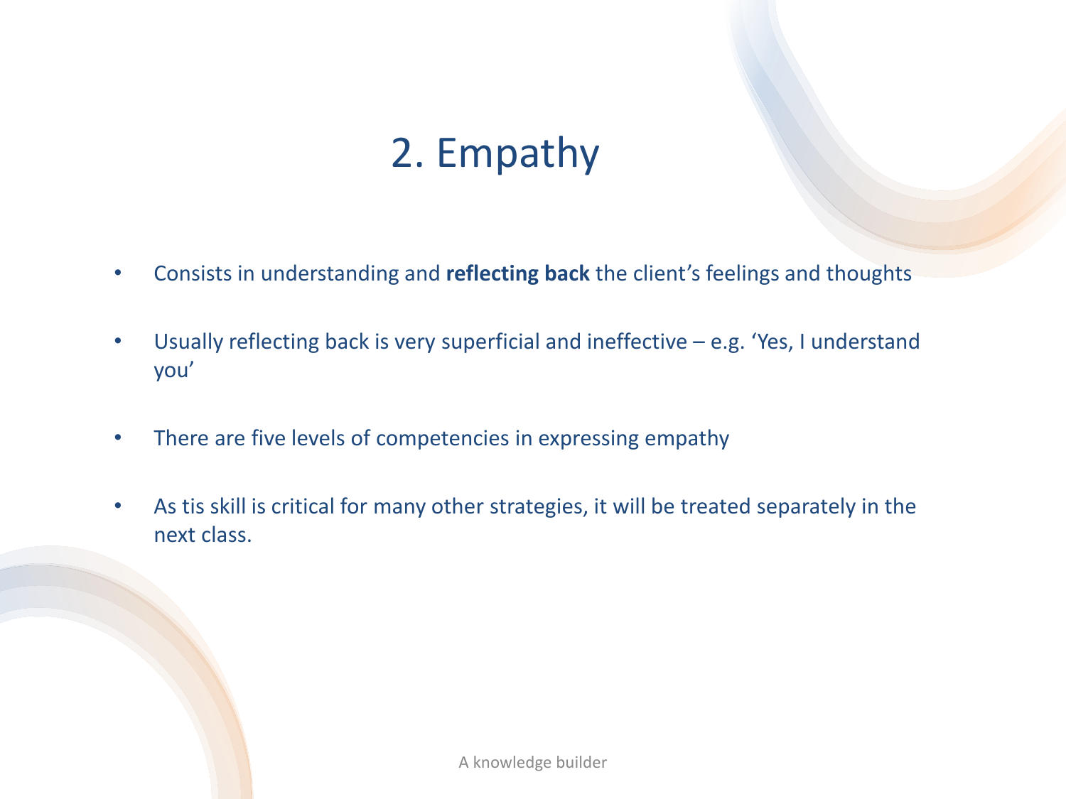# 2. Empathy

- Consists in understanding and **reflecting back** the client's feelings and thoughts
- Usually reflecting back is very superficial and ineffective – e.g. 'Yes, I understand you'
- There are five levels of competencies in expressing empathy
- As tis skill is critical for many other strategies, it will be treated separately in the next class.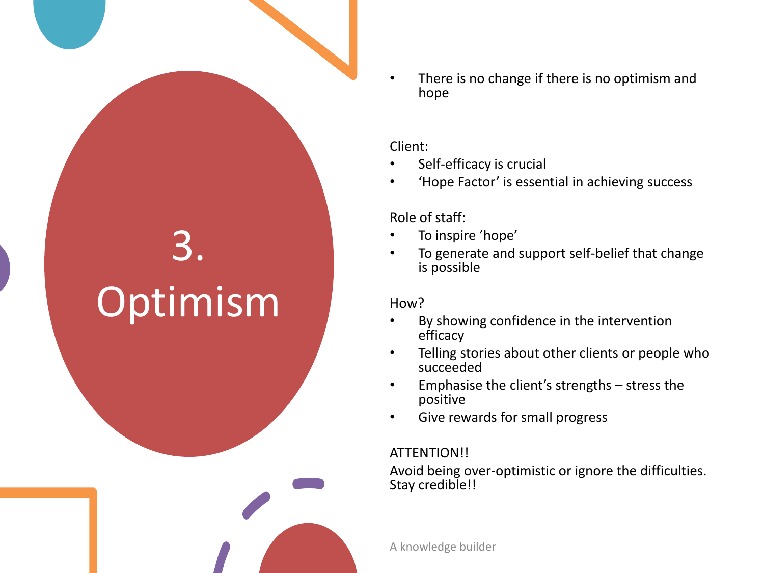# 3. Optimism

- There is no change if there is no optimism and hope

Client:

- Self-efficacy is crucial
- ‘Hope Factor’ is essential in achieving success

Role of staff:

- To inspire ’hope’
- To generate and support self-belief that change is possible

How?

- By showing confidence in the intervention efficacy
- Telling stories about other clients or people who succeeded
- Emphasise the client’s strengths – stress the positive
- Give rewards for small progress

ATTENTION!!

Avoid being over-optimistic or ignore the difficulties. Stay credible!!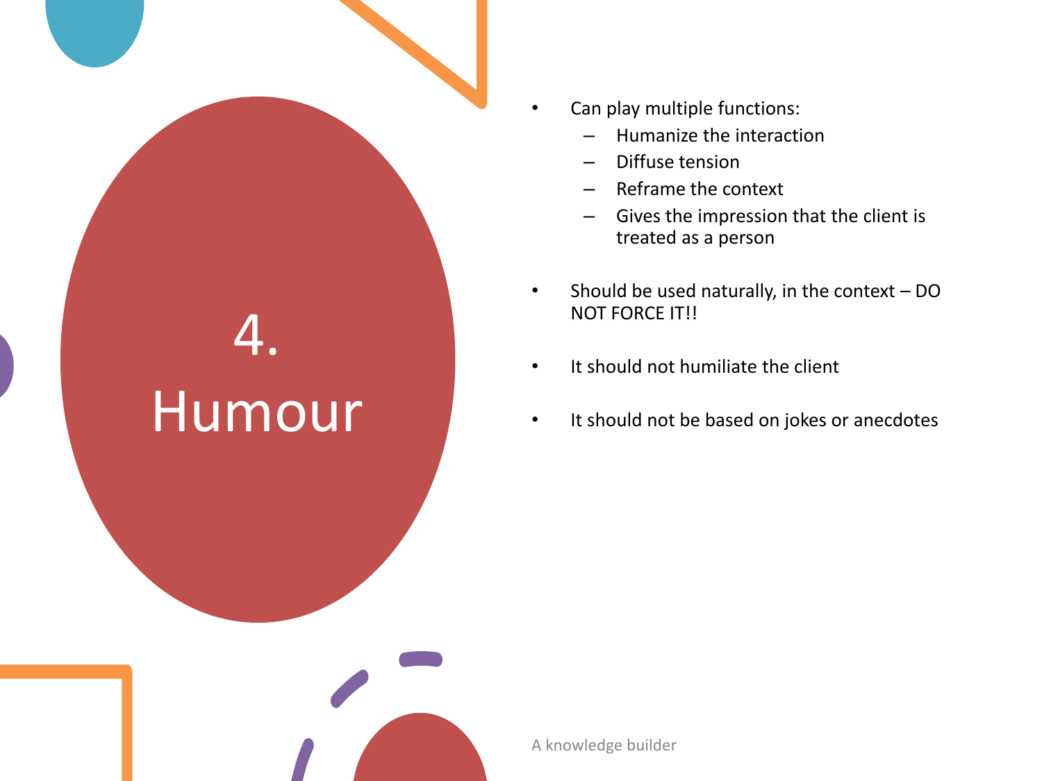# 4. Humour

- Can play multiple functions:
  - Humanize the interaction
  - Diffuse tension
  - Reframe the context
  - Gives the impression that the client is treated as a person
- Should be used naturally, in the context – DO NOT FORCE IT!!
- It should not humiliate the client
- It should not be based on jokes or anecdotes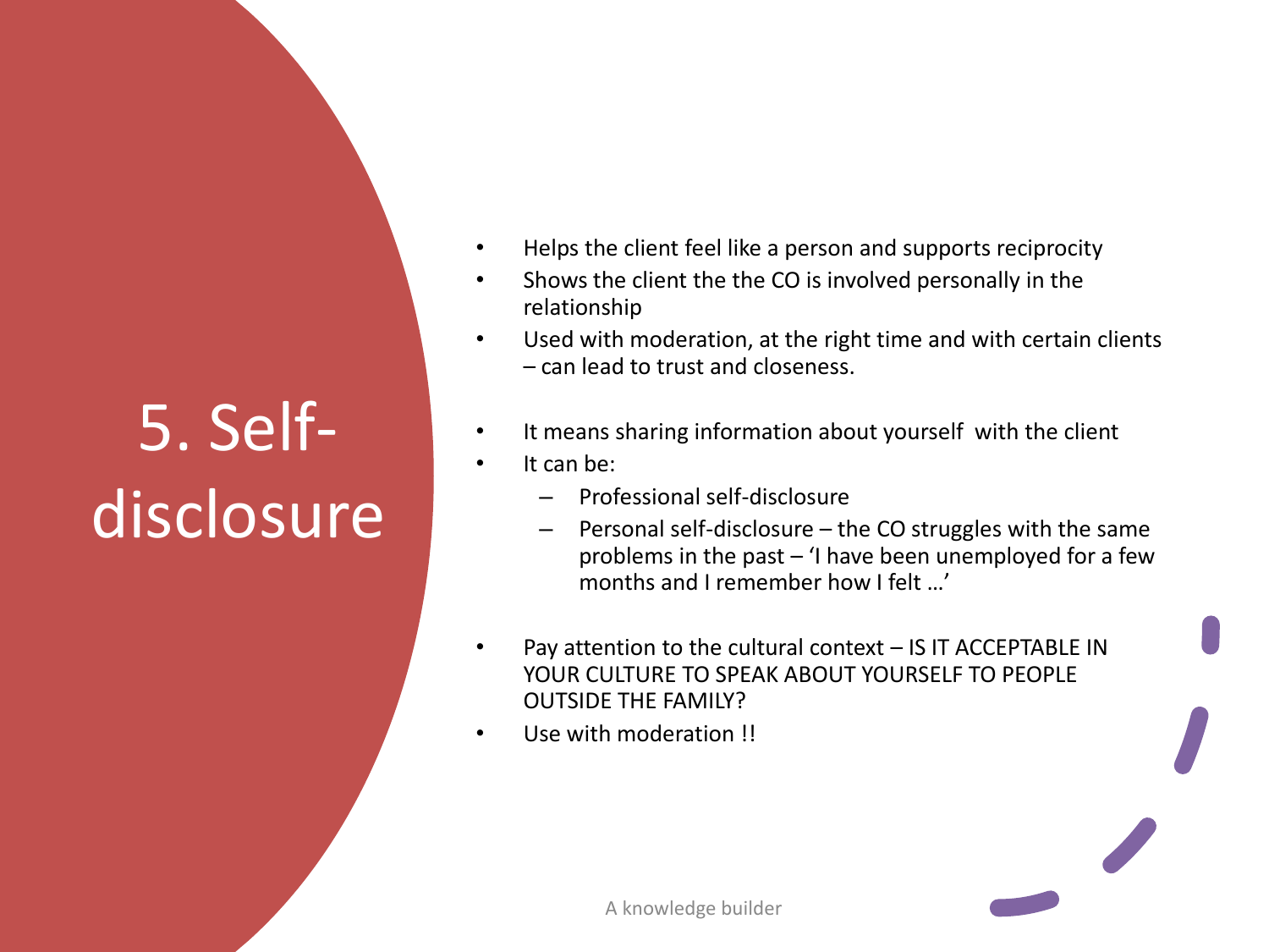# 5. Self-disclosure

- Helps the client feel like a person and supports reciprocity
- Shows the client the the CO is involved personally in the relationship
- Used with moderation, at the right time and with certain clients – can lead to trust and closeness.

- It means sharing information about yourself with the client
- It can be:
  - Professional self-disclosure
  - Personal self-disclosure – the CO struggles with the same problems in the past – 'I have been unemployed for a few months and I remember how I felt …'

- Pay attention to the cultural context – IS IT ACCEPTABLE IN YOUR CULTURE TO SPEAK ABOUT YOURSELF TO PEOPLE OUTSIDE THE FAMILY?
- Use with moderation !!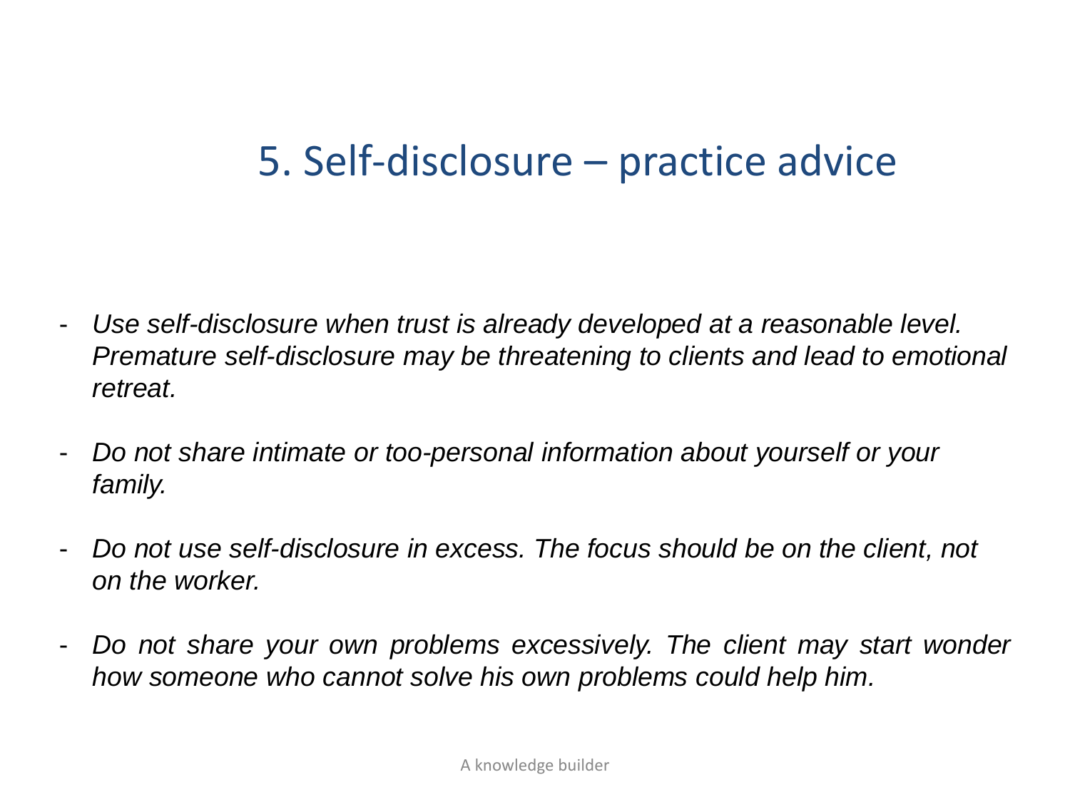# 5. Self-disclosure – practice advice

- *Use self-disclosure when trust is already developed at a reasonable level. Premature self-disclosure may be threatening to clients and lead to emotional retreat.*

- *Do not share intimate or too-personal information about yourself or your family.*

- *Do not use self-disclosure in excess. The focus should be on the client, not on the worker.*

- *Do not share your own problems excessively. The client may start wonder how someone who cannot solve his own problems could help him.*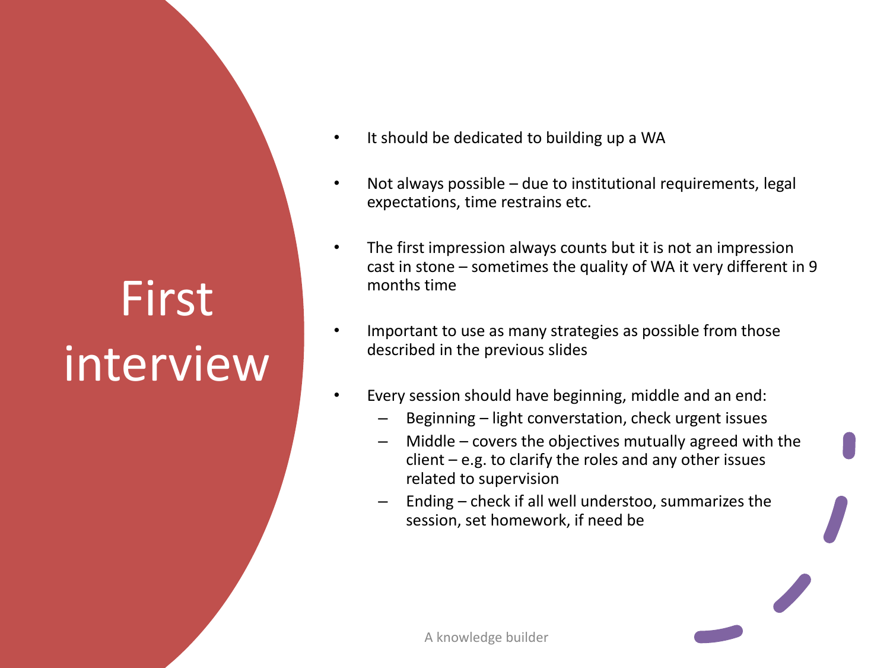# First interview

- It should be dedicated to building up a WA
- Not always possible – due to institutional requirements, legal expectations, time restrains etc.
- The first impression always counts but it is not an impression cast in stone – sometimes the quality of WA it very different in 9 months time
- Important to use as many strategies as possible from those described in the previous slides
- Every session should have beginning, middle and an end:
  - Beginning – light converstation, check urgent issues
  - Middle – covers the objectives mutually agreed with the client – e.g. to clarify the roles and any other issues related to supervision
  - Ending – check if all well understoo, summarizes the session, set homework, if need be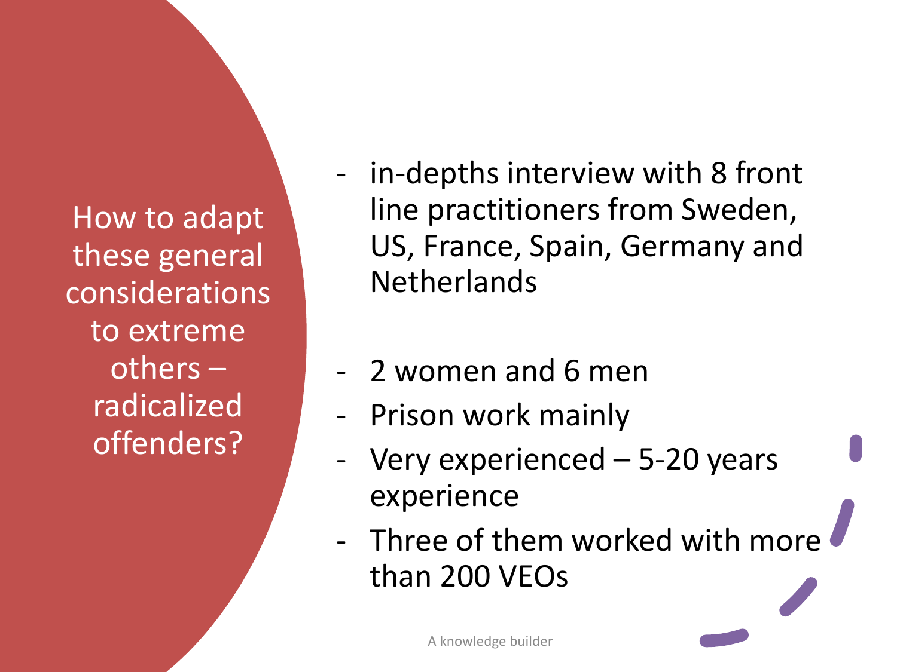## How to adapt these general considerations to extreme others – radicalized offenders?

- in-depths interview with 8 front line practitioners from Sweden, US, France, Spain, Germany and Netherlands

- 2 women and 6 men
- Prison work mainly
- Very experienced – 5-20 years experience
- Three of them worked with more than 200 VEOs

A knowledge builder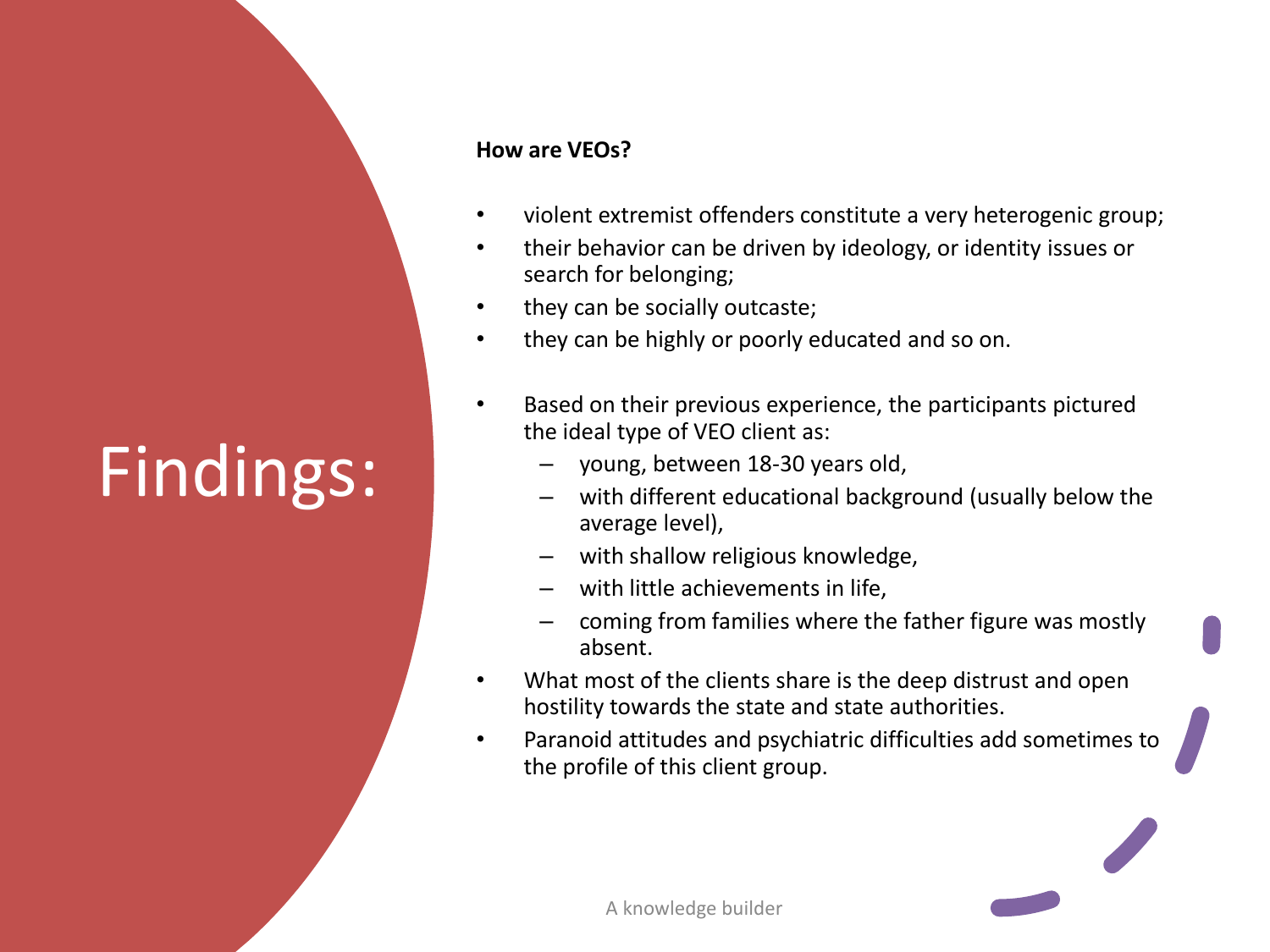# Findings:

**How are VEOs?**

- violent extremist offenders constitute a very heterogenic group;
- their behavior can be driven by ideology, or identity issues or search for belonging;
- they can be socially outcaste;
- they can be highly or poorly educated and so on.

- Based on their previous experience, the participants pictured the ideal type of VEO client as:
  - young, between 18-30 years old,
  - with different educational background (usually below the average level),
  - with shallow religious knowledge,
  - with little achievements in life,
  - coming from families where the father figure was mostly absent.
- What most of the clients share is the deep distrust and open hostility towards the state and state authorities.
- Paranoid attitudes and psychiatric difficulties add sometimes to the profile of this client group.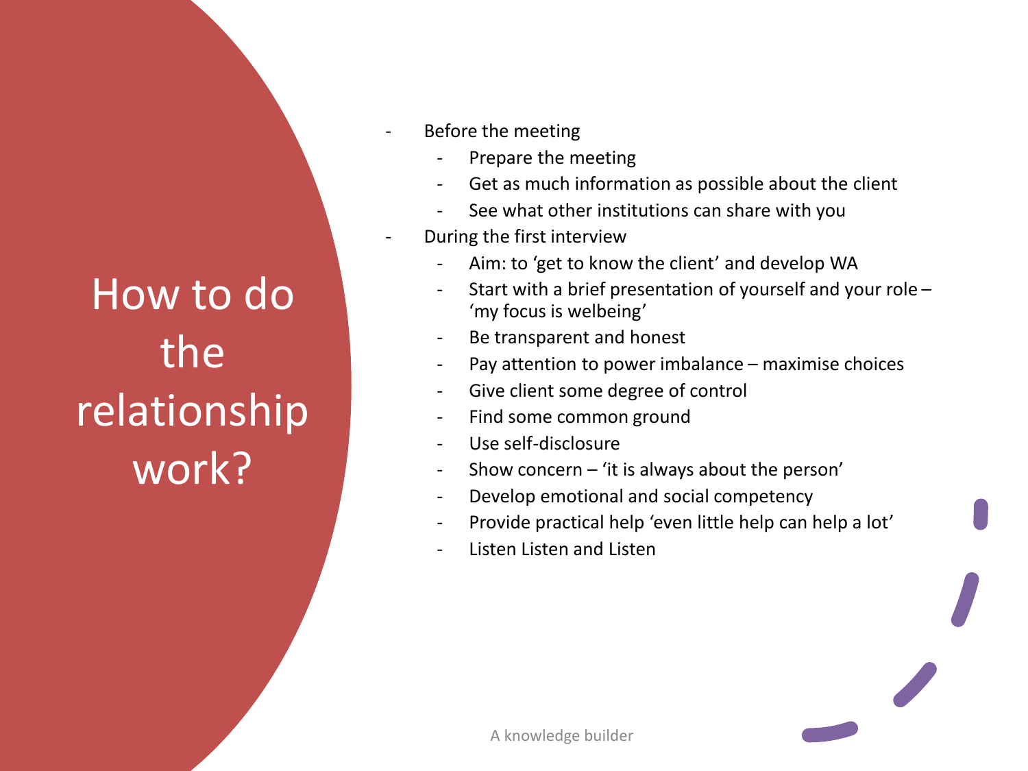# How to do the relationship work?

- Before the meeting
  - Prepare the meeting
  - Get as much information as possible about the client
  - See what other institutions can share with you
- During the first interview
  - Aim: to 'get to know the client' and develop WA
  - Start with a brief presentation of yourself and your role – 'my focus is welbeing'
  - Be transparent and honest
  - Pay attention to power imbalance – maximise choices
  - Give client some degree of control
  - Find some common ground
  - Use self-disclosure
  - Show concern – 'it is always about the person'
  - Develop emotional and social competency
  - Provide practical help 'even little help can help a lot'
  - Listen Listen and Listen

A knowledge builder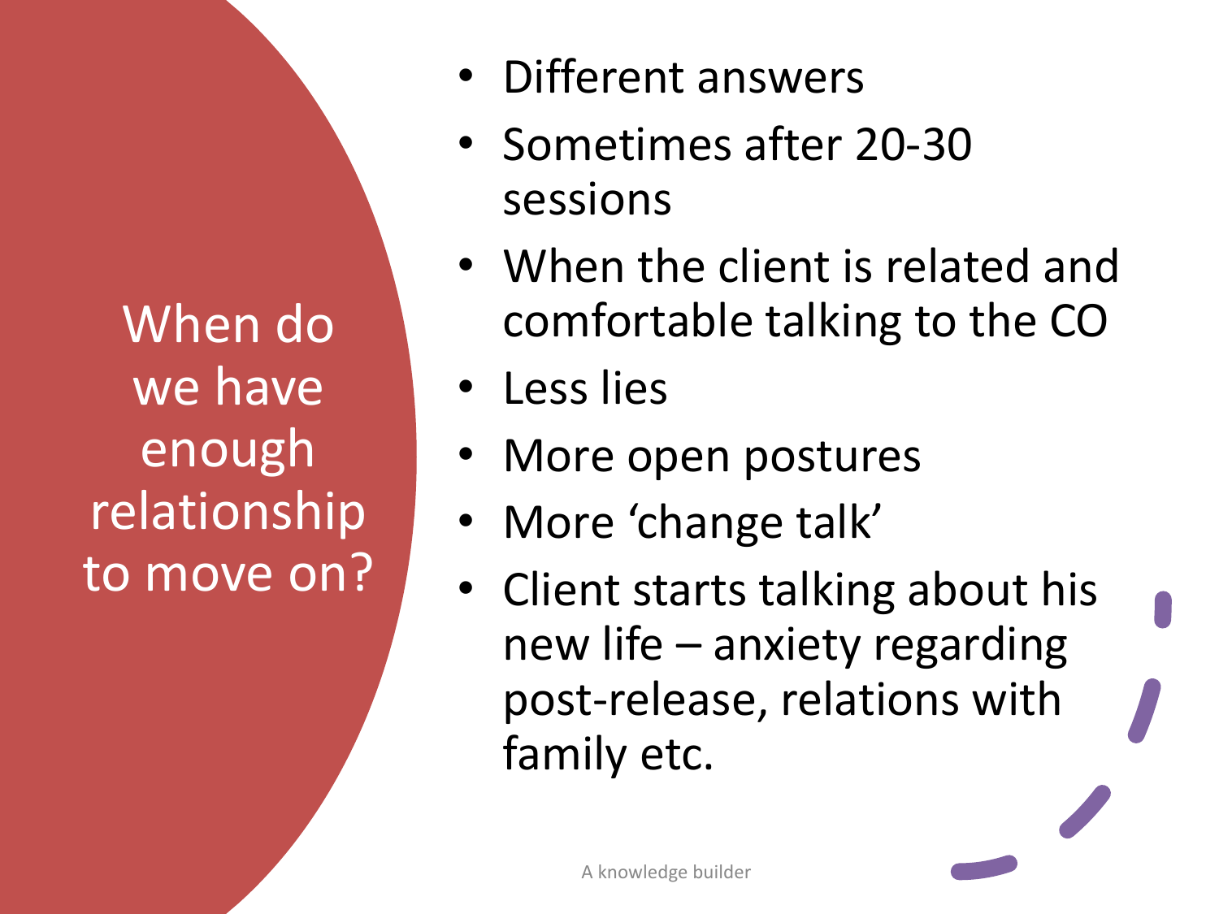## When do we have enough relationship to move on?

- Different answers
- Sometimes after 20-30 sessions
- When the client is related and comfortable talking to the CO
- Less lies
- More open postures
- More ‘change talk’
- Client starts talking about his new life – anxiety regarding post-release, relations with family etc.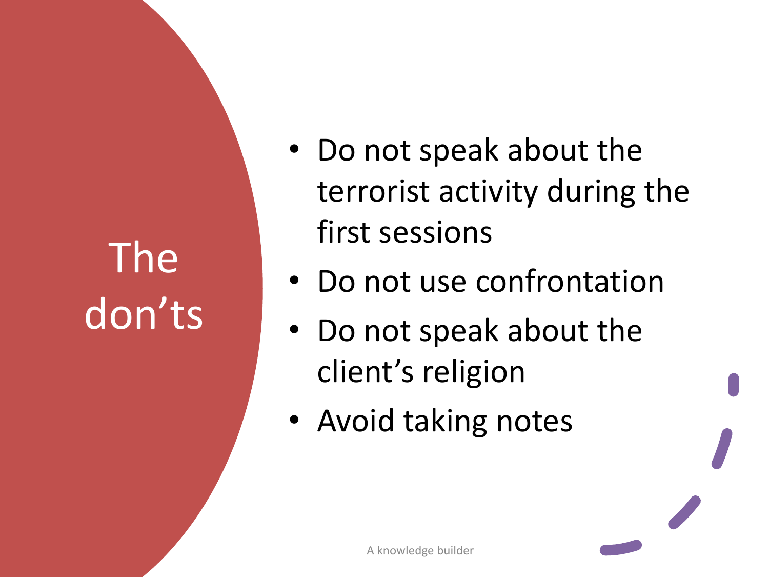# The don'ts

- Do not speak about the terrorist activity during the first sessions
- Do not use confrontation
- Do not speak about the client's religion
- Avoid taking notes

A knowledge builder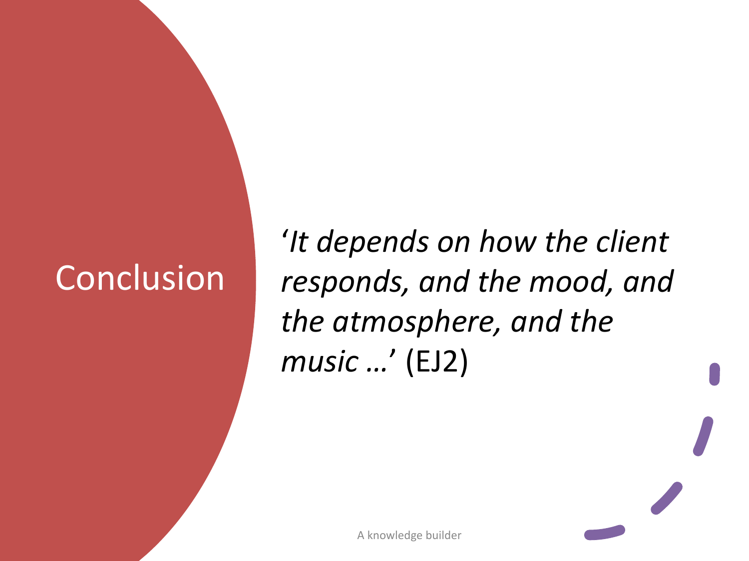# Conclusion

‘*It depends on how the client responds, and the mood, and the atmosphere, and the music …*’ (EJ2)

A knowledge builder